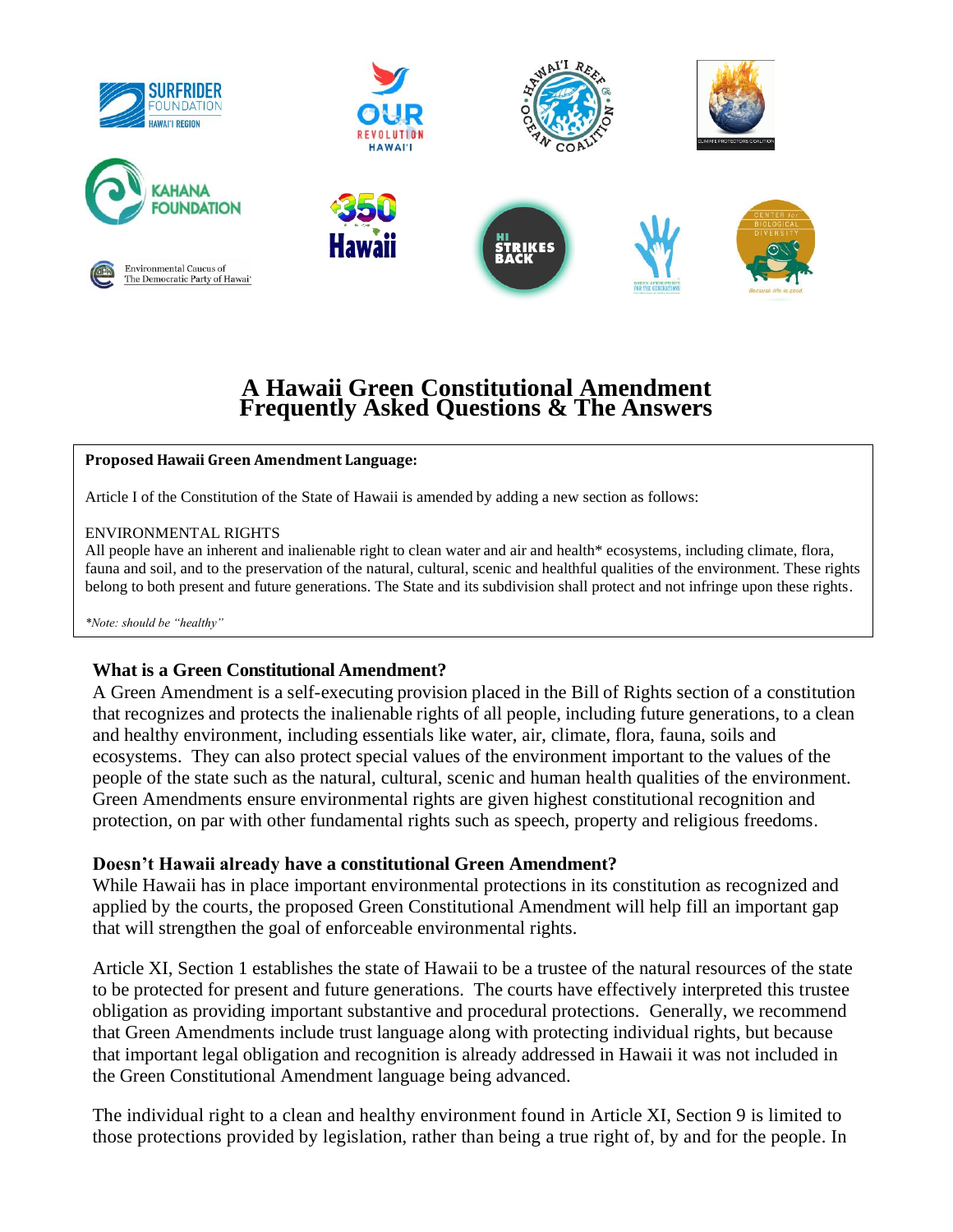# A Hawaii Green Constitutional Amendment Frequently Asked Questions & The Answers

**Proposed Hawaii Green Amendment Language:**

Article I of the Constitution of the State of Hawaii is amended by adding a new section as follows:

ENVIRONMENTAL RIGHTS
All people have an inherent and inalienable right to clean water and air and health* ecosystems, including climate, flora, fauna and soil, and to the preservation of the natural, cultural, scenic and healthful qualities of the environment. These rights belong to both present and future generations. The State and its subdivision shall protect and not infringe upon these rights.

*\*Note: should be "healthy"*

### What is a Green Constitutional Amendment?

A Green Amendment is a self-executing provision placed in the Bill of Rights section of a constitution that recognizes and protects the inalienable rights of all people, including future generations, to a clean and healthy environment, including essentials like water, air, climate, flora, fauna, soils and ecosystems. They can also protect special values of the environment important to the values of the people of the state such as the natural, cultural, scenic and human health qualities of the environment. Green Amendments ensure environmental rights are given highest constitutional recognition and protection, on par with other fundamental rights such as speech, property and religious freedoms.

### Doesn't Hawaii already have a constitutional Green Amendment?

While Hawaii has in place important environmental protections in its constitution as recognized and applied by the courts, the proposed Green Constitutional Amendment will help fill an important gap that will strengthen the goal of enforceable environmental rights.

Article XI, Section 1 establishes the state of Hawaii to be a trustee of the natural resources of the state to be protected for present and future generations. The courts have effectively interpreted this trustee obligation as providing important substantive and procedural protections. Generally, we recommend that Green Amendments include trust language along with protecting individual rights, but because that important legal obligation and recognition is already addressed in Hawaii it was not included in the Green Constitutional Amendment language being advanced.

The individual right to a clean and healthy environment found in Article XI, Section 9 is limited to those protections provided by legislation, rather than being a true right of, by and for the people. In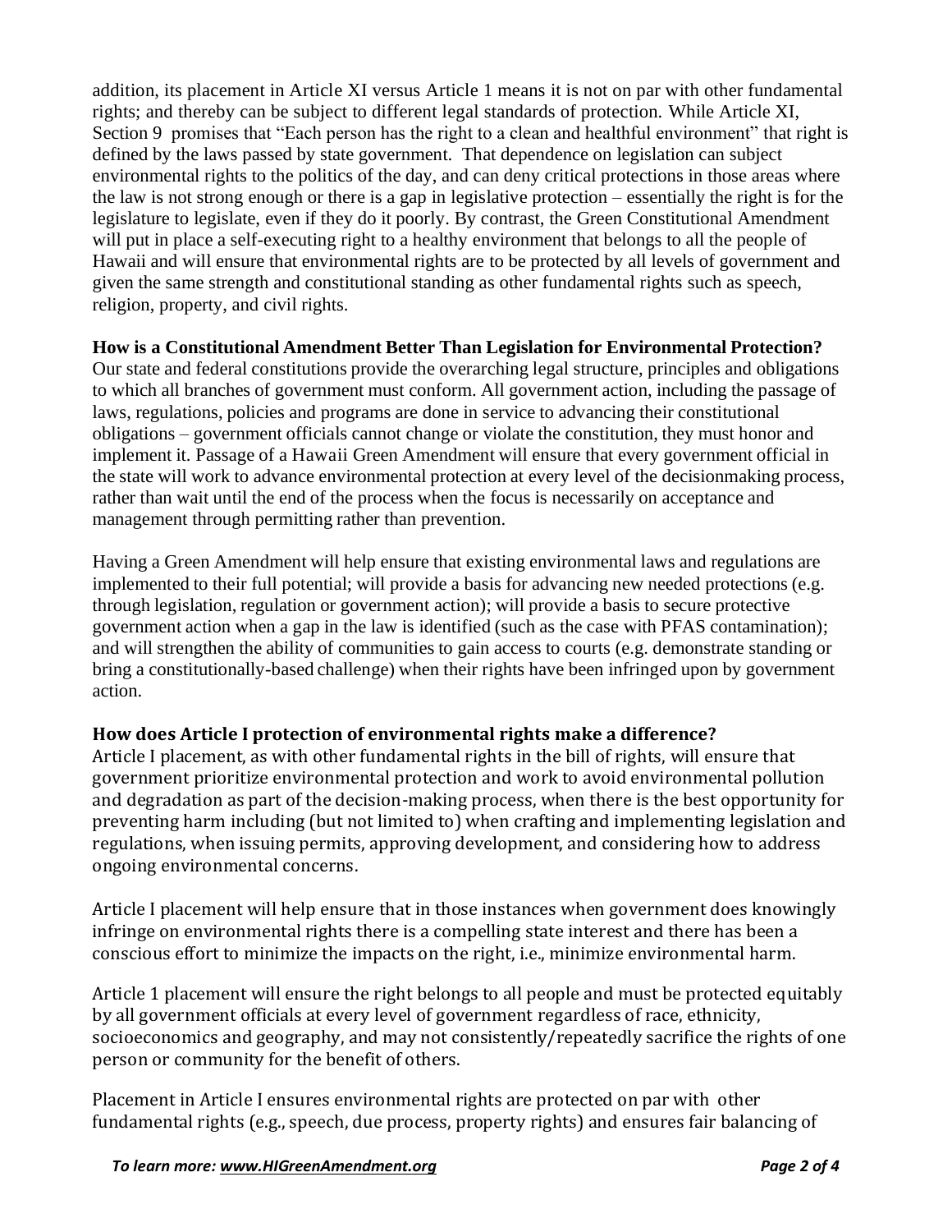addition, its placement in Article XI versus Article 1 means it is not on par with other fundamental rights; and thereby can be subject to different legal standards of protection. While Article XI, Section 9 promises that "Each person has the right to a clean and healthful environment" that right is defined by the laws passed by state government. That dependence on legislation can subject environmental rights to the politics of the day, and can deny critical protections in those areas where the law is not strong enough or there is a gap in legislative protection – essentially the right is for the legislature to legislate, even if they do it poorly. By contrast, the Green Constitutional Amendment will put in place a self-executing right to a healthy environment that belongs to all the people of Hawaii and will ensure that environmental rights are to be protected by all levels of government and given the same strength and constitutional standing as other fundamental rights such as speech, religion, property, and civil rights.

**How is a Constitutional Amendment Better Than Legislation for Environmental Protection?**

Our state and federal constitutions provide the overarching legal structure, principles and obligations to which all branches of government must conform. All government action, including the passage of laws, regulations, policies and programs are done in service to advancing their constitutional obligations – government officials cannot change or violate the constitution, they must honor and implement it. Passage of a Hawaii Green Amendment will ensure that every government official in the state will work to advance environmental protection at every level of the decisionmaking process, rather than wait until the end of the process when the focus is necessarily on acceptance and management through permitting rather than prevention.

Having a Green Amendment will help ensure that existing environmental laws and regulations are implemented to their full potential; will provide a basis for advancing new needed protections (e.g. through legislation, regulation or government action); will provide a basis to secure protective government action when a gap in the law is identified (such as the case with PFAS contamination); and will strengthen the ability of communities to gain access to courts (e.g. demonstrate standing or bring a constitutionally-based challenge) when their rights have been infringed upon by government action.

**How does Article I protection of environmental rights make a difference?**

Article I placement, as with other fundamental rights in the bill of rights, will ensure that government prioritize environmental protection and work to avoid environmental pollution and degradation as part of the decision-making process, when there is the best opportunity for preventing harm including (but not limited to) when crafting and implementing legislation and regulations, when issuing permits, approving development, and considering how to address ongoing environmental concerns.

Article I placement will help ensure that in those instances when government does knowingly infringe on environmental rights there is a compelling state interest and there has been a conscious effort to minimize the impacts on the right, i.e., minimize environmental harm.

Article 1 placement will ensure the right belongs to all people and must be protected equitably by all government officials at every level of government regardless of race, ethnicity, socioeconomics and geography, and may not consistently/repeatedly sacrifice the rights of one person or community for the benefit of others.

Placement in Article I ensures environmental rights are protected on par with other fundamental rights (e.g., speech, due process, property rights) and ensures fair balancing of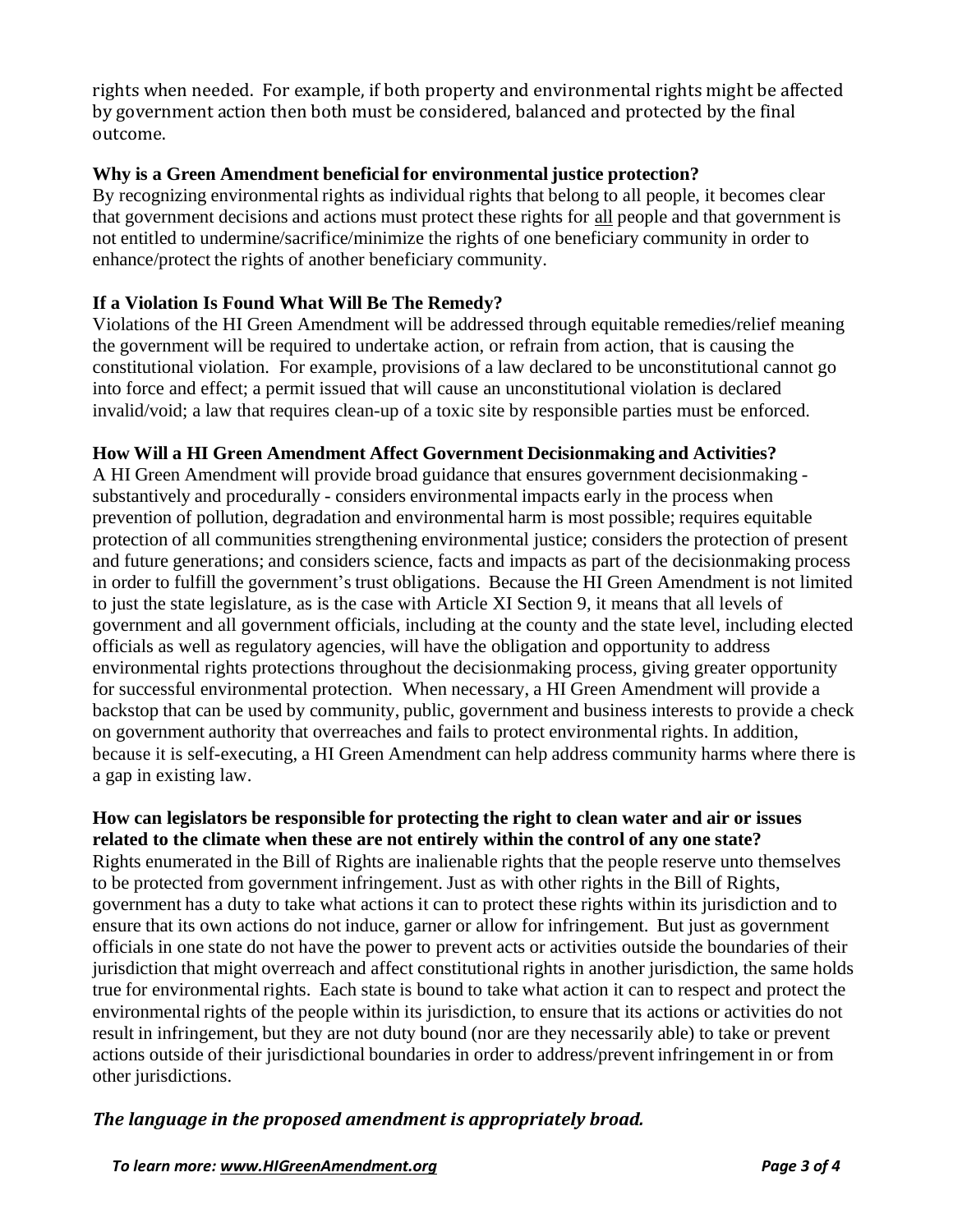rights when needed. For example, if both property and environmental rights might be affected by government action then both must be considered, balanced and protected by the final outcome.

**Why is a Green Amendment beneficial for environmental justice protection?**

By recognizing environmental rights as individual rights that belong to all people, it becomes clear that government decisions and actions must protect these rights for all people and that government is not entitled to undermine/sacrifice/minimize the rights of one beneficiary community in order to enhance/protect the rights of another beneficiary community.

**If a Violation Is Found What Will Be The Remedy?**

Violations of the HI Green Amendment will be addressed through equitable remedies/relief meaning the government will be required to undertake action, or refrain from action, that is causing the constitutional violation. For example, provisions of a law declared to be unconstitutional cannot go into force and effect; a permit issued that will cause an unconstitutional violation is declared invalid/void; a law that requires clean-up of a toxic site by responsible parties must be enforced.

**How Will a HI Green Amendment Affect Government Decisionmaking and Activities?**

A HI Green Amendment will provide broad guidance that ensures government decisionmaking - substantively and procedurally - considers environmental impacts early in the process when prevention of pollution, degradation and environmental harm is most possible; requires equitable protection of all communities strengthening environmental justice; considers the protection of present and future generations; and considers science, facts and impacts as part of the decisionmaking process in order to fulfill the government's trust obligations. Because the HI Green Amendment is not limited to just the state legislature, as is the case with Article XI Section 9, it means that all levels of government and all government officials, including at the county and the state level, including elected officials as well as regulatory agencies, will have the obligation and opportunity to address environmental rights protections throughout the decisionmaking process, giving greater opportunity for successful environmental protection. When necessary, a HI Green Amendment will provide a backstop that can be used by community, public, government and business interests to provide a check on government authority that overreaches and fails to protect environmental rights. In addition, because it is self-executing, a HI Green Amendment can help address community harms where there is a gap in existing law.

**How can legislators be responsible for protecting the right to clean water and air or issues related to the climate when these are not entirely within the control of any one state?**

Rights enumerated in the Bill of Rights are inalienable rights that the people reserve unto themselves to be protected from government infringement. Just as with other rights in the Bill of Rights, government has a duty to take what actions it can to protect these rights within its jurisdiction and to ensure that its own actions do not induce, garner or allow for infringement. But just as government officials in one state do not have the power to prevent acts or activities outside the boundaries of their jurisdiction that might overreach and affect constitutional rights in another jurisdiction, the same holds true for environmental rights. Each state is bound to take what action it can to respect and protect the environmental rights of the people within its jurisdiction, to ensure that its actions or activities do not result in infringement, but they are not duty bound (nor are they necessarily able) to take or prevent actions outside of their jurisdictional boundaries in order to address/prevent infringement in or from other jurisdictions.

***The language in the proposed amendment is appropriately broad.***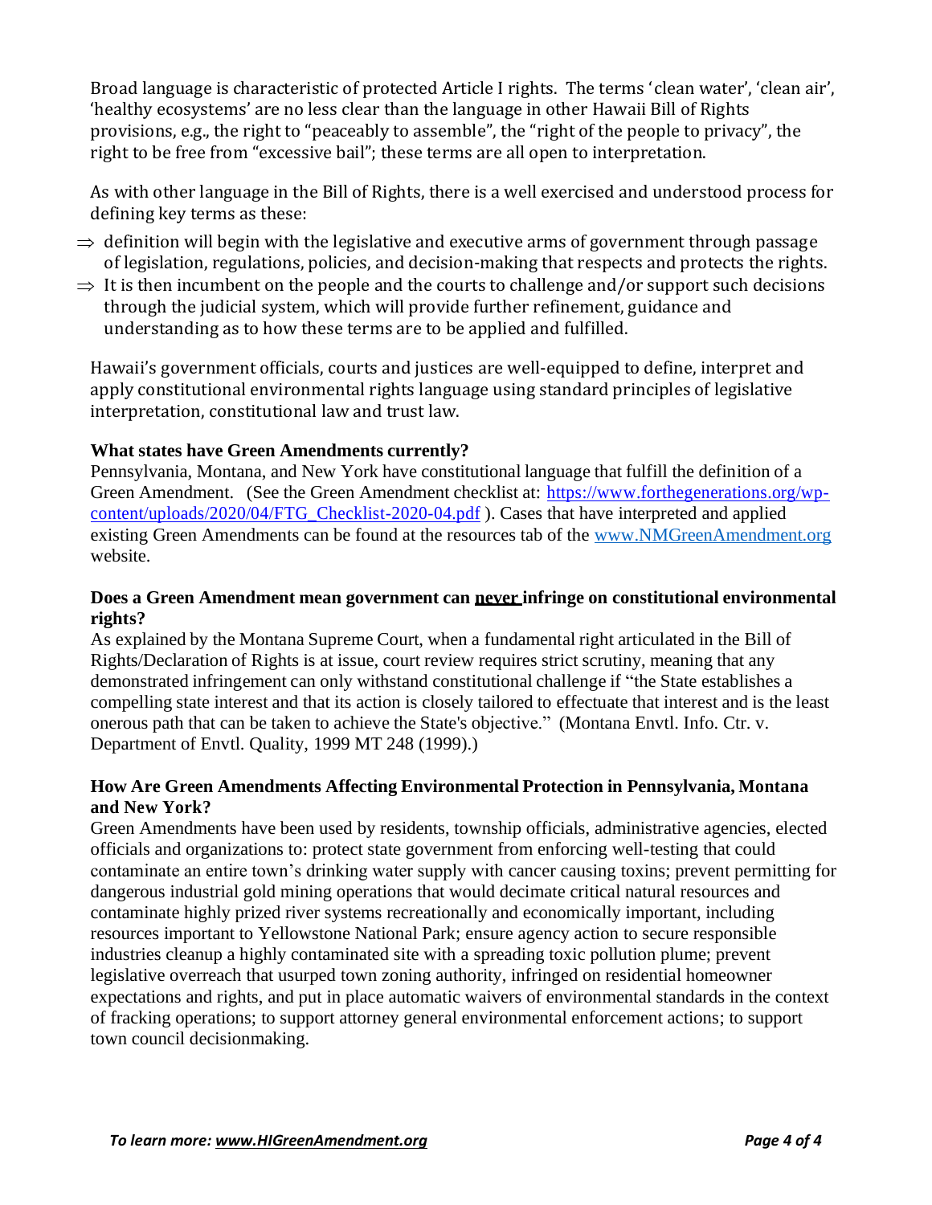Broad language is characteristic of protected Article I rights. The terms 'clean water', 'clean air', 'healthy ecosystems' are no less clear than the language in other Hawaii Bill of Rights provisions, e.g., the right to "peaceably to assemble", the "right of the people to privacy", the right to be free from "excessive bail"; these terms are all open to interpretation.

As with other language in the Bill of Rights, there is a well exercised and understood process for defining key terms as these:

- ⇒ definition will begin with the legislative and executive arms of government through passage of legislation, regulations, policies, and decision-making that respects and protects the rights.
- ⇒ It is then incumbent on the people and the courts to challenge and/or support such decisions through the judicial system, which will provide further refinement, guidance and understanding as to how these terms are to be applied and fulfilled.

Hawaii's government officials, courts and justices are well-equipped to define, interpret and apply constitutional environmental rights language using standard principles of legislative interpretation, constitutional law and trust law.

**What states have Green Amendments currently?**

Pennsylvania, Montana, and New York have constitutional language that fulfill the definition of a Green Amendment. (See the Green Amendment checklist at: [https://www.forthegenerations.org/wp-content/uploads/2020/04/FTG_Checklist-2020-04.pdf](https://www.forthegenerations.org/wp-content/uploads/2020/04/FTG_Checklist-2020-04.pdf) ). Cases that have interpreted and applied existing Green Amendments can be found at the resources tab of the [www.NMGreenAmendment.org](http://www.NMGreenAmendment.org) website.

**Does a Green Amendment mean government can <u>never</u> infringe on constitutional environmental rights?**

As explained by the Montana Supreme Court, when a fundamental right articulated in the Bill of Rights/Declaration of Rights is at issue, court review requires strict scrutiny, meaning that any demonstrated infringement can only withstand constitutional challenge if "the State establishes a compelling state interest and that its action is closely tailored to effectuate that interest and is the least onerous path that can be taken to achieve the State's objective." (Montana Envtl. Info. Ctr. v. Department of Envtl. Quality, 1999 MT 248 (1999).)

**How Are Green Amendments Affecting Environmental Protection in Pennsylvania, Montana and New York?**

Green Amendments have been used by residents, township officials, administrative agencies, elected officials and organizations to: protect state government from enforcing well-testing that could contaminate an entire town's drinking water supply with cancer causing toxins; prevent permitting for dangerous industrial gold mining operations that would decimate critical natural resources and contaminate highly prized river systems recreationally and economically important, including resources important to Yellowstone National Park; ensure agency action to secure responsible industries cleanup a highly contaminated site with a spreading toxic pollution plume; prevent legislative overreach that usurped town zoning authority, infringed on residential homeowner expectations and rights, and put in place automatic waivers of environmental standards in the context of fracking operations; to support attorney general environmental enforcement actions; to support town council decisionmaking.